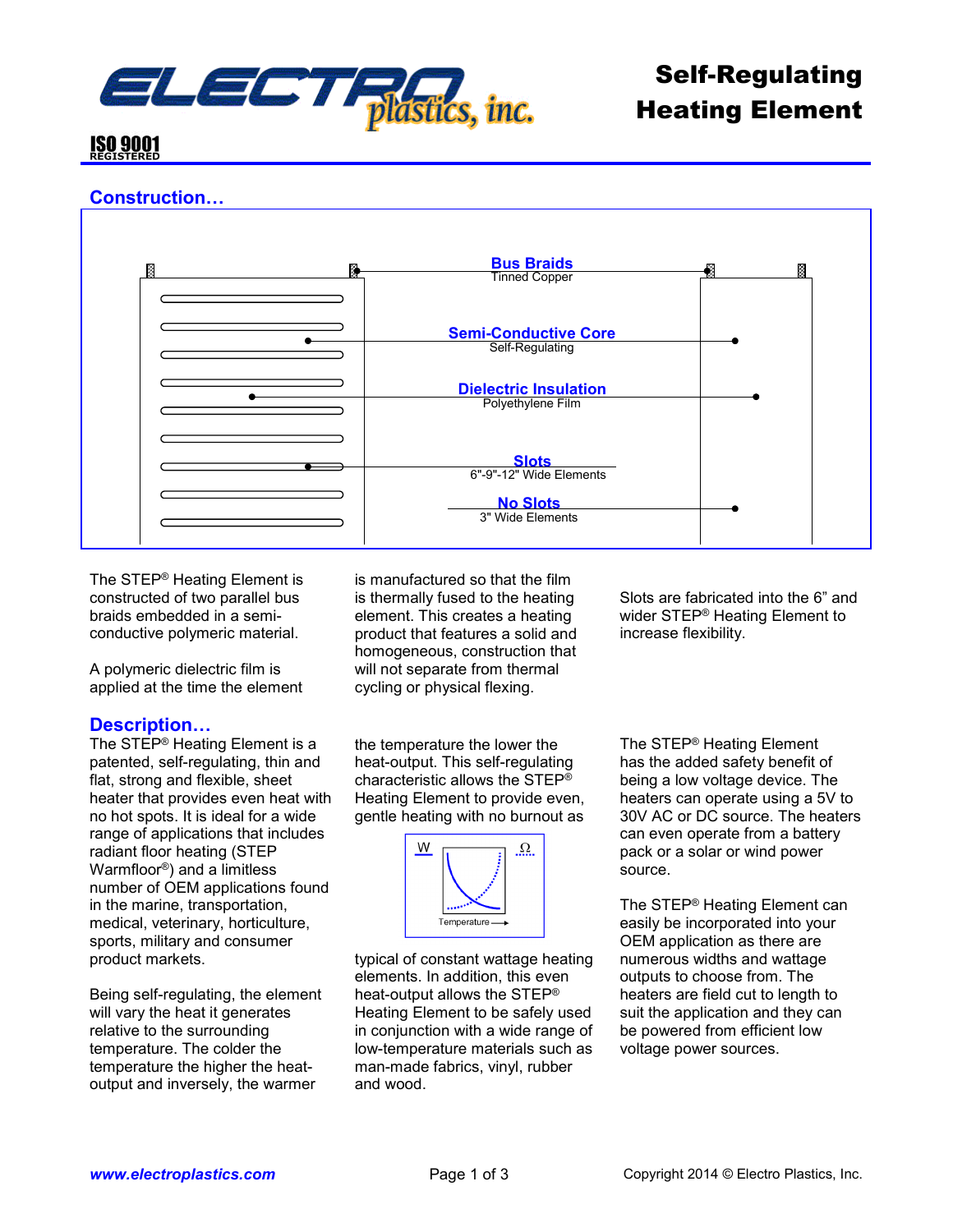# Self-Regulating Heating Element

ISO 9001 REGISTERED

## Construction…

**Bus Braids**
Tinned Copper

**Semi-Conductive Core**
Self-Regulating

**Dielectric Insulation**
Polyethylene Film

**Slots**
6"-9"-12" Wide Elements

**No Slots**
3" Wide Elements

The STEP® Heating Element is constructed of two parallel bus braids embedded in a semi-conductive polymeric material.

A polymeric dielectric film is applied at the time the element is manufactured so that the film is thermally fused to the heating element. This creates a heating product that features a solid and homogeneous, construction that will not separate from thermal cycling or physical flexing.

Slots are fabricated into the 6" and wider STEP® Heating Element to increase flexibility.

## Description…

The STEP® Heating Element is a patented, self-regulating, thin and flat, strong and flexible, sheet heater that provides even heat with no hot spots. It is ideal for a wide range of applications that includes radiant floor heating (STEP Warmfloor®) and a limitless number of OEM applications found in the marine, transportation, medical, veterinary, horticulture, sports, military and consumer product markets.

Being self-regulating, the element will vary the heat it generates relative to the surrounding temperature. The colder the temperature the higher the heat-output and inversely, the warmer the temperature the lower the heat-output. This self-regulating characteristic allows the STEP® Heating Element to provide even, gentle heating with no burnout as typical of constant wattage heating elements. In addition, this even heat-output allows the STEP® Heating Element to be safely used in conjunction with a wide range of low-temperature materials such as man-made fabrics, vinyl, rubber and wood.

W Ω

Temperature →

The STEP® Heating Element has the added safety benefit of being a low voltage device. The heaters can operate using a 5V to 30V AC or DC source. The heaters can even operate from a battery pack or a solar or wind power source.

The STEP® Heating Element can easily be incorporated into your OEM application as there are numerous widths and wattage outputs to choose from. The heaters are field cut to length to suit the application and they can be powered from efficient low voltage power sources.

*www.electroplastics.com* Copyright 2014 © Electro Plastics, Inc.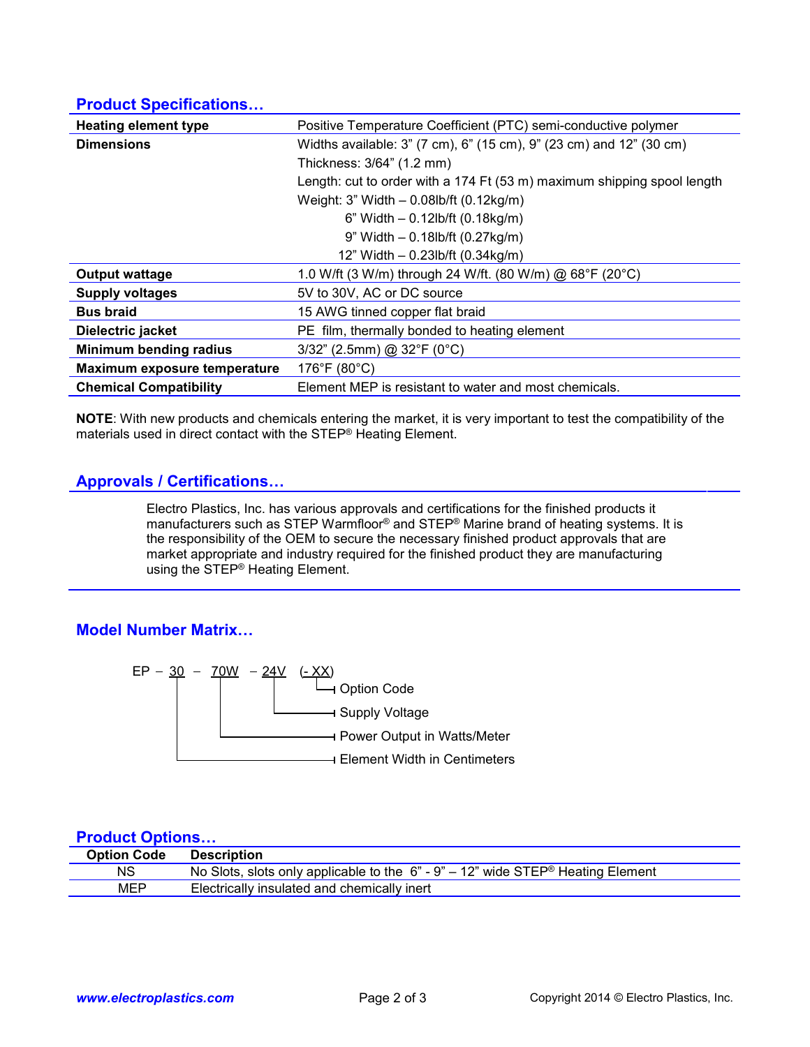## Product Specifications…

| | |
|---|---|
| **Heating element type** | Positive Temperature Coefficient (PTC) semi-conductive polymer |
| **Dimensions** | Widths available: 3" (7 cm), 6" (15 cm), 9" (23 cm) and 12" (30 cm)<br>Thickness: 3/64" (1.2 mm)<br>Length: cut to order with a 174 Ft (53 m) maximum shipping spool length<br>Weight: 3" Width – 0.08lb/ft (0.12kg/m)<br>6" Width – 0.12lb/ft (0.18kg/m)<br>9" Width – 0.18lb/ft (0.27kg/m)<br>12" Width – 0.23lb/ft (0.34kg/m) |
| **Output wattage** | 1.0 W/ft (3 W/m) through 24 W/ft. (80 W/m) @ 68°F (20°C) |
| **Supply voltages** | 5V to 30V, AC or DC source |
| **Bus braid** | 15 AWG tinned copper flat braid |
| **Dielectric jacket** | PE film, thermally bonded to heating element |
| **Minimum bending radius** | 3/32" (2.5mm) @ 32°F (0°C) |
| **Maximum exposure temperature** | 176°F (80°C) |
| **Chemical Compatibility** | Element MEP is resistant to water and most chemicals. |

**NOTE**: With new products and chemicals entering the market, it is very important to test the compatibility of the materials used in direct contact with the STEP® Heating Element.

## Approvals / Certifications…

Electro Plastics, Inc. has various approvals and certifications for the finished products it manufacturers such as STEP Warmfloor® and STEP® Marine brand of heating systems. It is the responsibility of the OEM to secure the necessary finished product approvals that are market appropriate and industry required for the finished product they are manufacturing using the STEP® Heating Element.

## Model Number Matrix…

```
EP – 30 – 70W – 24V (- XX)
                       └─ Option Code
                 └─────── Supply Voltage
          └────────────── Power Output in Watts/Meter
     └─────────────────── Element Width in Centimeters
```

## Product Options…

| Option Code | Description |
|---|---|
| NS | No Slots, slots only applicable to the 6" - 9" – 12" wide STEP® Heating Element |
| MEP | Electrically insulated and chemically inert |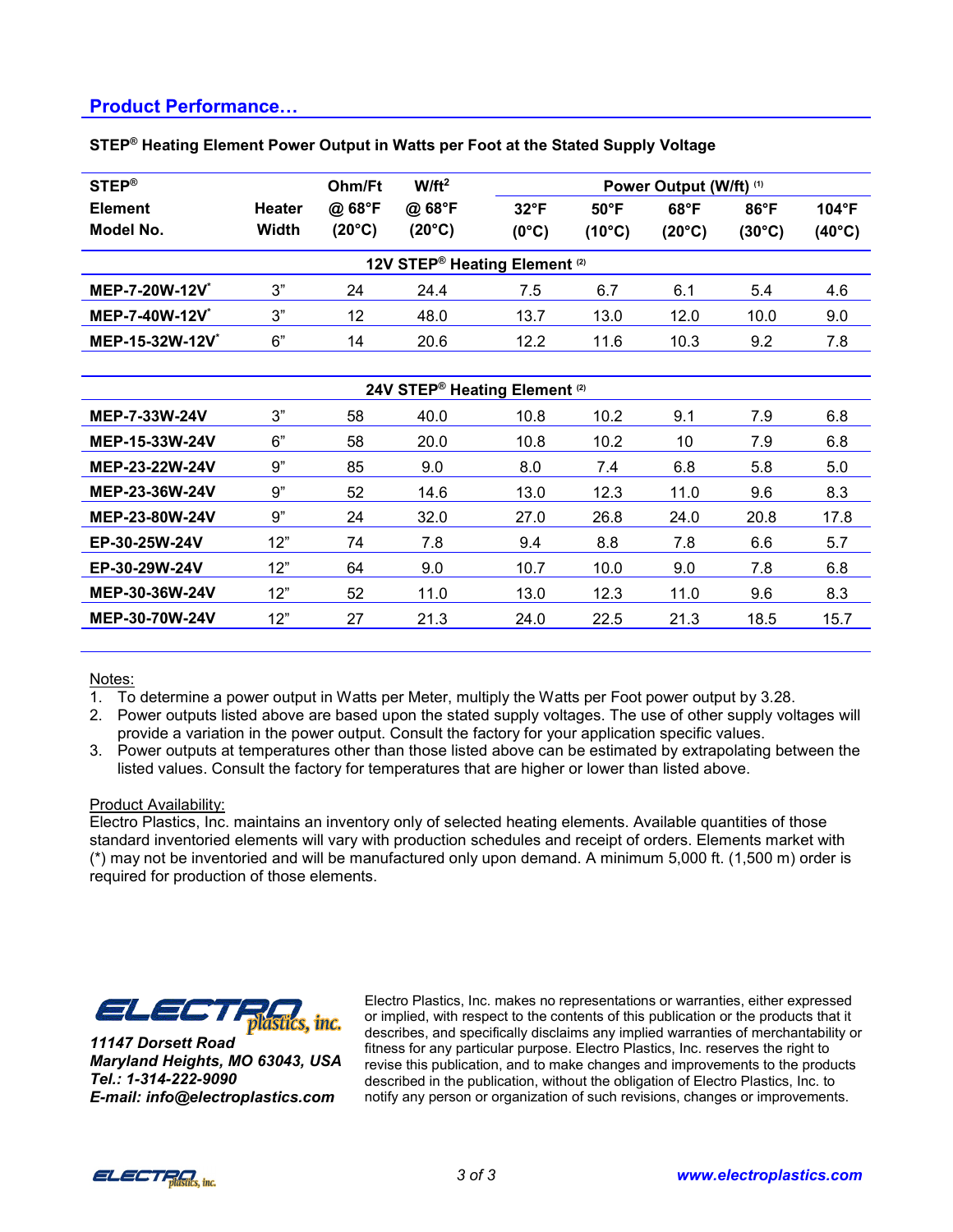## Product Performance…

**STEP® Heating Element Power Output in Watts per Foot at the Stated Supply Voltage**

| STEP® Element Model No. | Heater Width | Ohm/Ft @ 68°F (20°C) | W/ft² @ 68°F (20°C) | Power Output (W/ft) [1] 32°F (0°C) | 50°F (10°C) | 68°F (20°C) | 86°F (30°C) | 104°F (40°C) |
|---|---|---|---|---|---|---|---|---|
| **12V STEP® Heating Element [2]** | | | | | | | | |
| **MEP-7-20W-12V*** | 3” | 24 | 24.4 | 7.5 | 6.7 | 6.1 | 5.4 | 4.6 |
| **MEP-7-40W-12V*** | 3” | 12 | 48.0 | 13.7 | 13.0 | 12.0 | 10.0 | 9.0 |
| **MEP-15-32W-12V*** | 6” | 14 | 20.6 | 12.2 | 11.6 | 10.3 | 9.2 | 7.8 |
| **24V STEP® Heating Element [2]** | | | | | | | | |
| **MEP-7-33W-24V** | 3” | 58 | 40.0 | 10.8 | 10.2 | 9.1 | 7.9 | 6.8 |
| **MEP-15-33W-24V** | 6” | 58 | 20.0 | 10.8 | 10.2 | 10 | 7.9 | 6.8 |
| **MEP-23-22W-24V** | 9” | 85 | 9.0 | 8.0 | 7.4 | 6.8 | 5.8 | 5.0 |
| **MEP-23-36W-24V** | 9” | 52 | 14.6 | 13.0 | 12.3 | 11.0 | 9.6 | 8.3 |
| **MEP-23-80W-24V** | 9” | 24 | 32.0 | 27.0 | 26.8 | 24.0 | 20.8 | 17.8 |
| **EP-30-25W-24V** | 12” | 74 | 7.8 | 9.4 | 8.8 | 7.8 | 6.6 | 5.7 |
| **EP-30-29W-24V** | 12” | 64 | 9.0 | 10.7 | 10.0 | 9.0 | 7.8 | 6.8 |
| **MEP-30-36W-24V** | 12” | 52 | 11.0 | 13.0 | 12.3 | 11.0 | 9.6 | 8.3 |
| **MEP-30-70W-24V** | 12” | 27 | 21.3 | 24.0 | 22.5 | 21.3 | 18.5 | 15.7 |

Notes:

1. To determine a power output in Watts per Meter, multiply the Watts per Foot power output by 3.28.
2. Power outputs listed above are based upon the stated supply voltages. The use of other supply voltages will provide a variation in the power output. Consult the factory for your application specific values.
3. Power outputs at temperatures other than those listed above can be estimated by extrapolating between the listed values. Consult the factory for temperatures that are higher or lower than listed above.

Product Availability:

Electro Plastics, Inc. maintains an inventory only of selected heating elements. Available quantities of those standard inventoried elements will vary with production schedules and receipt of orders. Elements market with (*) may not be inventoried and will be manufactured only upon demand. A minimum 5,000 ft. (1,500 m) order is required for production of those elements.

ELECTRO plastics, inc.

*11147 Dorsett Road*
*Maryland Heights, MO 63043, USA*
*Tel.: 1-314-222-9090*
*E-mail: info@electroplastics.com*

Electro Plastics, Inc. makes no representations or warranties, either expressed or implied, with respect to the contents of this publication or the products that it describes, and specifically disclaims any implied warranties of merchantability or fitness for any particular purpose. Electro Plastics, Inc. reserves the right to revise this publication, and to make changes and improvements to the products described in the publication, without the obligation of Electro Plastics, Inc. to notify any person or organization of such revisions, changes or improvements.